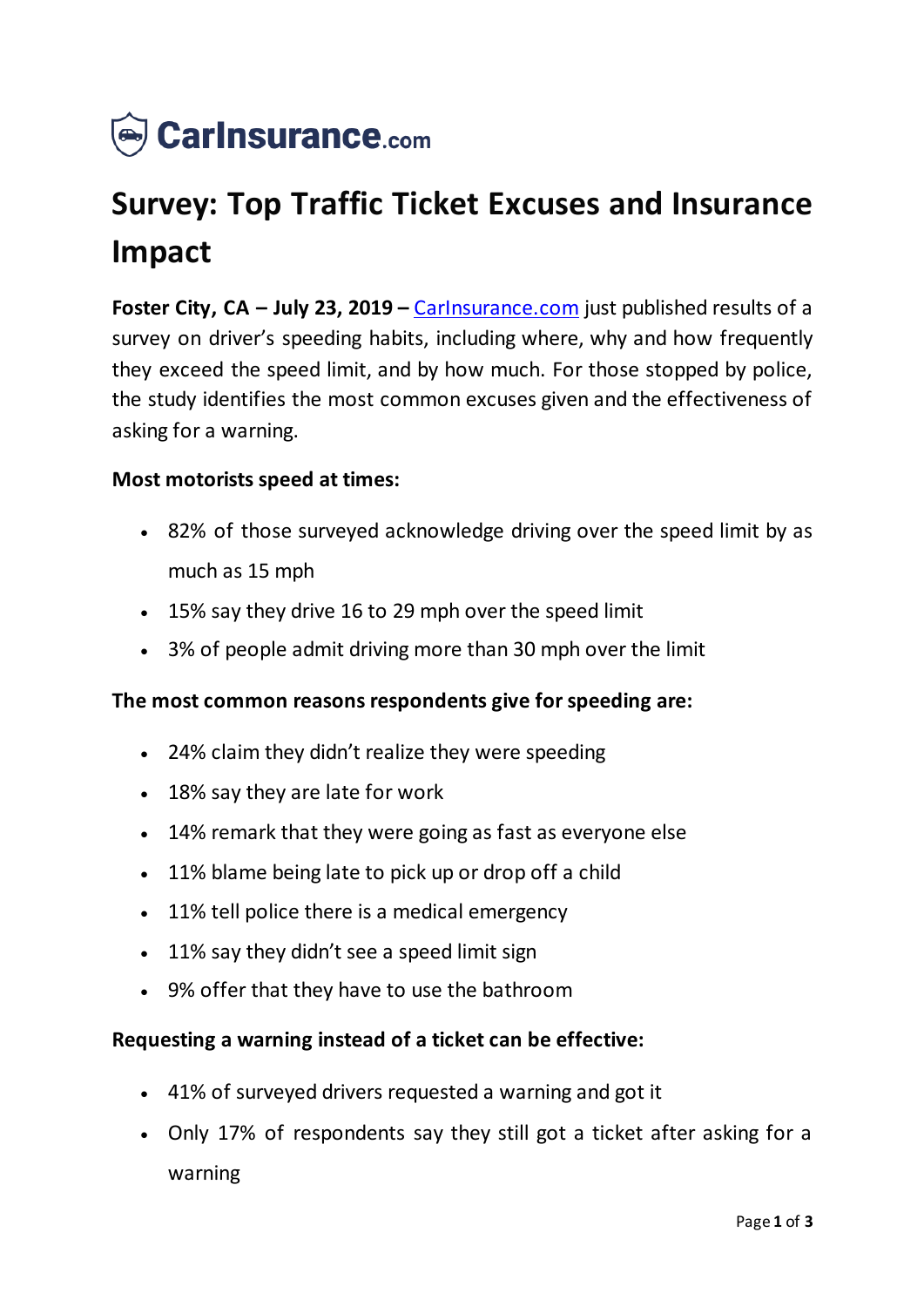CarInsurance.com

# Survey: Top Traffic Ticket Excuses and Insurance Impact

**Foster City, CA – July 23, 2019 –** CarInsurance.com just published results of a survey on driver's speeding habits, including where, why and how frequently they exceed the speed limit, and by how much. For those stopped by police, the study identifies the most common excuses given and the effectiveness of asking for a warning.

**Most motorists speed at times:**

- 82% of those surveyed acknowledge driving over the speed limit by as much as 15 mph
- 15% say they drive 16 to 29 mph over the speed limit
- 3% of people admit driving more than 30 mph over the limit

**The most common reasons respondents give for speeding are:**

- 24% claim they didn't realize they were speeding
- 18% say they are late for work
- 14% remark that they were going as fast as everyone else
- 11% blame being late to pick up or drop off a child
- 11% tell police there is a medical emergency
- 11% say they didn't see a speed limit sign
- 9% offer that they have to use the bathroom

**Requesting a warning instead of a ticket can be effective:**

- 41% of surveyed drivers requested a warning and got it
- Only 17% of respondents say they still got a ticket after asking for a warning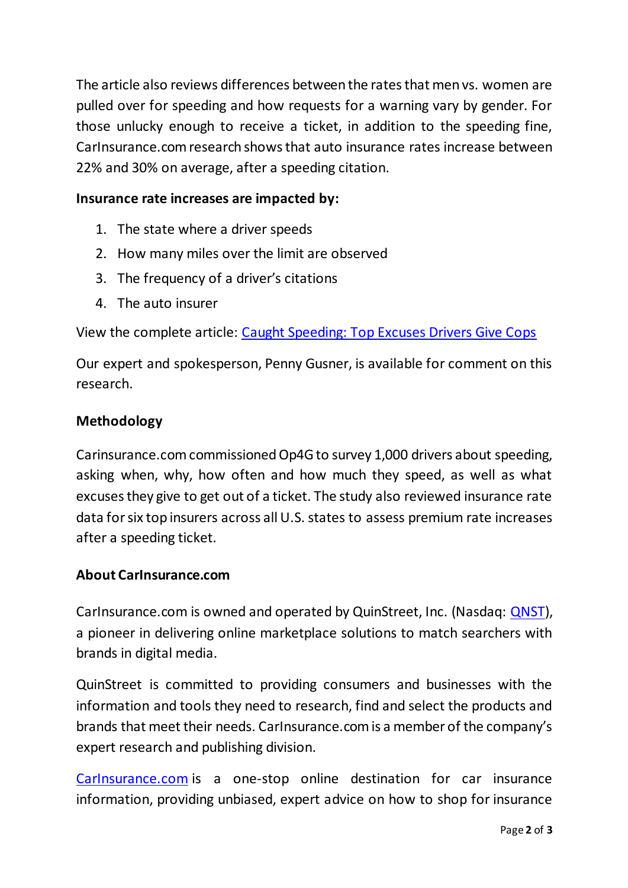The article also reviews differences between the rates that men vs. women are pulled over for speeding and how requests for a warning vary by gender. For those unlucky enough to receive a ticket, in addition to the speeding fine, CarInsurance.com research shows that auto insurance rates increase between 22% and 30% on average, after a speeding citation.

**Insurance rate increases are impacted by:**

1. The state where a driver speeds
2. How many miles over the limit are observed
3. The frequency of a driver's citations
4. The auto insurer

View the complete article: Caught Speeding: Top Excuses Drivers Give Cops

Our expert and spokesperson, Penny Gusner, is available for comment on this research.

**Methodology**

Carinsurance.com commissioned Op4G to survey 1,000 drivers about speeding, asking when, why, how often and how much they speed, as well as what excuses they give to get out of a ticket. The study also reviewed insurance rate data for six top insurers across all U.S. states to assess premium rate increases after a speeding ticket.

**About CarInsurance.com**

CarInsurance.com is owned and operated by QuinStreet, Inc. (Nasdaq: QNST), a pioneer in delivering online marketplace solutions to match searchers with brands in digital media.

QuinStreet is committed to providing consumers and businesses with the information and tools they need to research, find and select the products and brands that meet their needs. CarInsurance.com is a member of the company's expert research and publishing division.

CarInsurance.com is a one-stop online destination for car insurance information, providing unbiased, expert advice on how to shop for insurance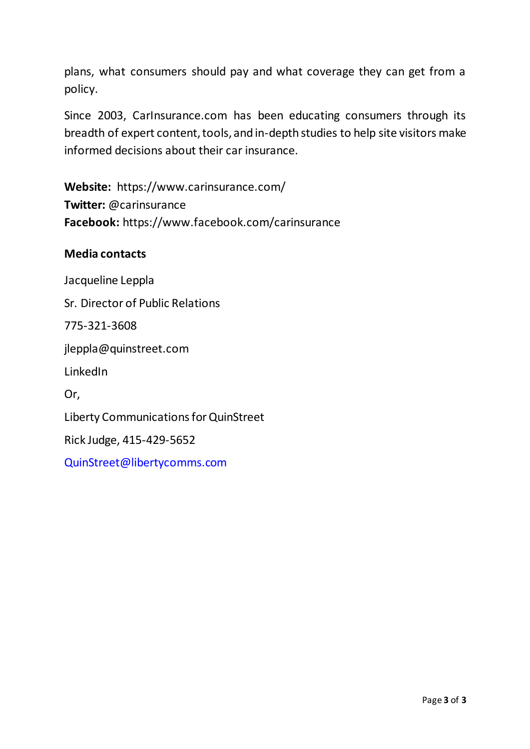plans, what consumers should pay and what coverage they can get from a policy.

Since 2003, CarInsurance.com has been educating consumers through its breadth of expert content, tools, and in-depth studies to help site visitors make informed decisions about their car insurance.

**Website:** https://www.carinsurance.com/
**Twitter:** @carinsurance
**Facebook:** https://www.facebook.com/carinsurance

**Media contacts**

Jacqueline Leppla

Sr. Director of Public Relations

775-321-3608

jleppla@quinstreet.com

LinkedIn

Or,

Liberty Communications for QuinStreet

Rick Judge, 415-429-5652

QuinStreet@libertycomms.com